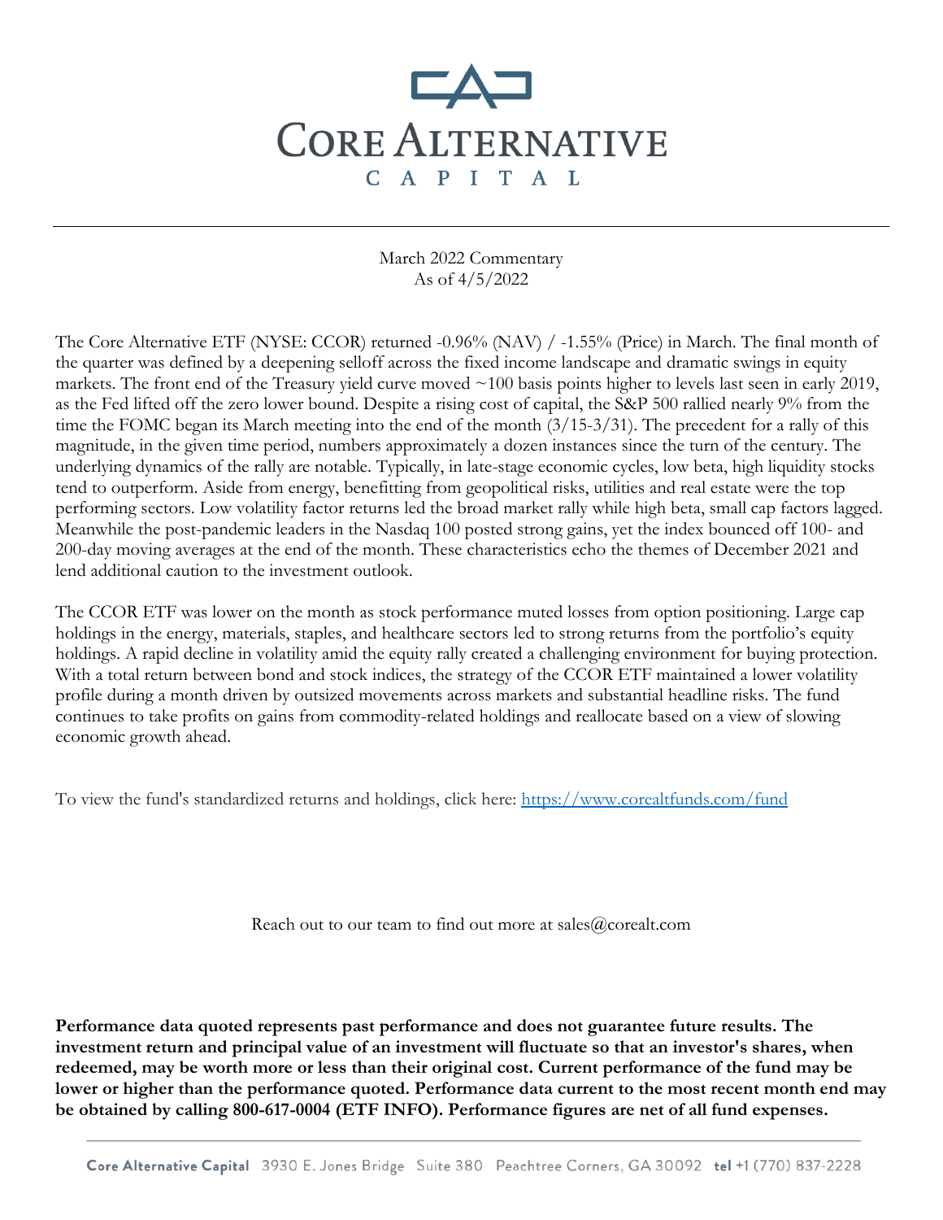# CORE ALTERNATIVE CAPITAL

March 2022 Commentary
As of 4/5/2022

The Core Alternative ETF (NYSE: CCOR) returned -0.96% (NAV) / -1.55% (Price) in March. The final month of the quarter was defined by a deepening selloff across the fixed income landscape and dramatic swings in equity markets. The front end of the Treasury yield curve moved ~100 basis points higher to levels last seen in early 2019, as the Fed lifted off the zero lower bound. Despite a rising cost of capital, the S&P 500 rallied nearly 9% from the time the FOMC began its March meeting into the end of the month (3/15-3/31). The precedent for a rally of this magnitude, in the given time period, numbers approximately a dozen instances since the turn of the century. The underlying dynamics of the rally are notable. Typically, in late-stage economic cycles, low beta, high liquidity stocks tend to outperform. Aside from energy, benefitting from geopolitical risks, utilities and real estate were the top performing sectors. Low volatility factor returns led the broad market rally while high beta, small cap factors lagged. Meanwhile the post-pandemic leaders in the Nasdaq 100 posted strong gains, yet the index bounced off 100- and 200-day moving averages at the end of the month. These characteristics echo the themes of December 2021 and lend additional caution to the investment outlook.

The CCOR ETF was lower on the month as stock performance muted losses from option positioning. Large cap holdings in the energy, materials, staples, and healthcare sectors led to strong returns from the portfolio's equity holdings. A rapid decline in volatility amid the equity rally created a challenging environment for buying protection. With a total return between bond and stock indices, the strategy of the CCOR ETF maintained a lower volatility profile during a month driven by outsized movements across markets and substantial headline risks. The fund continues to take profits on gains from commodity-related holdings and reallocate based on a view of slowing economic growth ahead.

To view the fund's standardized returns and holdings, click here: https://www.corealtfunds.com/fund

Reach out to our team to find out more at sales@corealt.com

**Performance data quoted represents past performance and does not guarantee future results. The investment return and principal value of an investment will fluctuate so that an investor's shares, when redeemed, may be worth more or less than their original cost. Current performance of the fund may be lower or higher than the performance quoted. Performance data current to the most recent month end may be obtained by calling 800-617-0004 (ETF INFO). Performance figures are net of all fund expenses.**

**Core Alternative Capital** 3930 E. Jones Bridge Suite 380 Peachtree Corners, GA 30092 **tel** +1 (770) 837-2228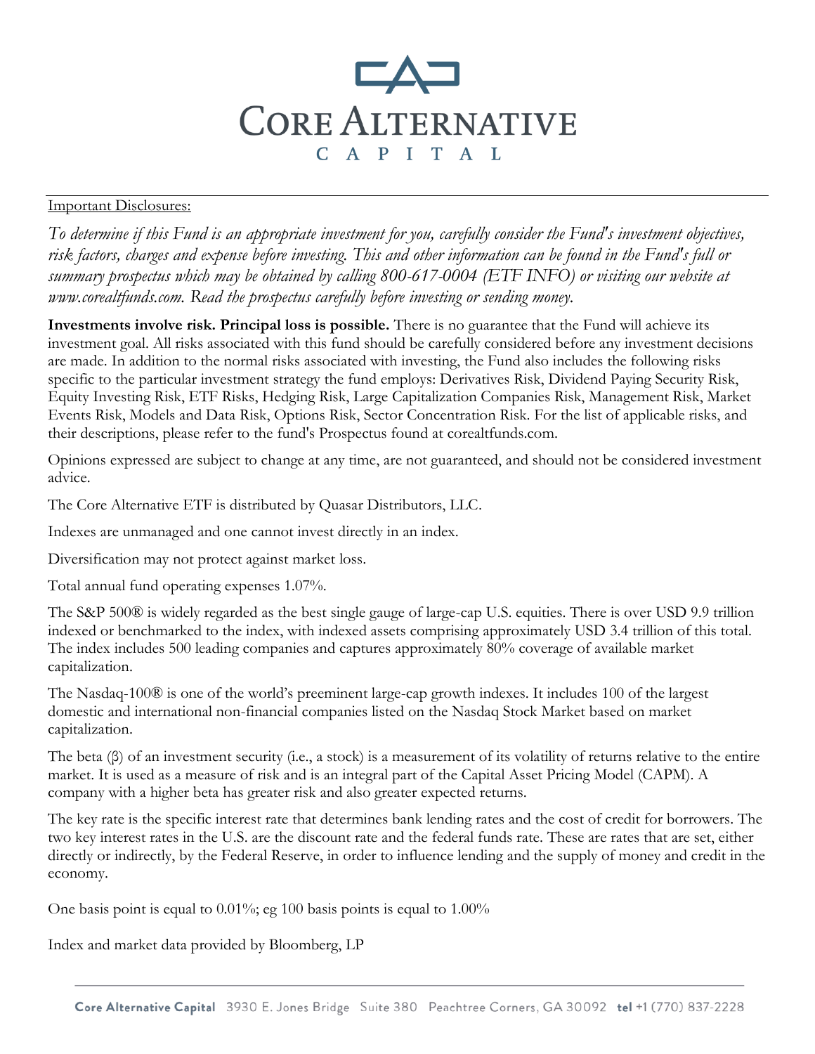# Core Alternative Capital

Important Disclosures:

*To determine if this Fund is an appropriate investment for you, carefully consider the Fund's investment objectives, risk factors, charges and expense before investing. This and other information can be found in the Fund's full or summary prospectus which may be obtained by calling 800-617-0004 (ETF INFO) or visiting our website at www.corealtfunds.com. Read the prospectus carefully before investing or sending money.*

**Investments involve risk. Principal loss is possible.** There is no guarantee that the Fund will achieve its investment goal. All risks associated with this fund should be carefully considered before any investment decisions are made. In addition to the normal risks associated with investing, the Fund also includes the following risks specific to the particular investment strategy the fund employs: Derivatives Risk, Dividend Paying Security Risk, Equity Investing Risk, ETF Risks, Hedging Risk, Large Capitalization Companies Risk, Management Risk, Market Events Risk, Models and Data Risk, Options Risk, Sector Concentration Risk. For the list of applicable risks, and their descriptions, please refer to the fund's Prospectus found at corealtfunds.com.

Opinions expressed are subject to change at any time, are not guaranteed, and should not be considered investment advice.

The Core Alternative ETF is distributed by Quasar Distributors, LLC.

Indexes are unmanaged and one cannot invest directly in an index.

Diversification may not protect against market loss.

Total annual fund operating expenses 1.07%.

The S&P 500® is widely regarded as the best single gauge of large-cap U.S. equities. There is over USD 9.9 trillion indexed or benchmarked to the index, with indexed assets comprising approximately USD 3.4 trillion of this total. The index includes 500 leading companies and captures approximately 80% coverage of available market capitalization.

The Nasdaq-100® is one of the world's preeminent large-cap growth indexes. It includes 100 of the largest domestic and international non-financial companies listed on the Nasdaq Stock Market based on market capitalization.

The beta (β) of an investment security (i.e., a stock) is a measurement of its volatility of returns relative to the entire market. It is used as a measure of risk and is an integral part of the Capital Asset Pricing Model (CAPM). A company with a higher beta has greater risk and also greater expected returns.

The key rate is the specific interest rate that determines bank lending rates and the cost of credit for borrowers. The two key interest rates in the U.S. are the discount rate and the federal funds rate. These are rates that are set, either directly or indirectly, by the Federal Reserve, in order to influence lending and the supply of money and credit in the economy.

One basis point is equal to 0.01%; eg 100 basis points is equal to 1.00%

Index and market data provided by Bloomberg, LP

**Core Alternative Capital** 3930 E. Jones Bridge Suite 380 Peachtree Corners, GA 30092 **tel** +1 (770) 837-2228